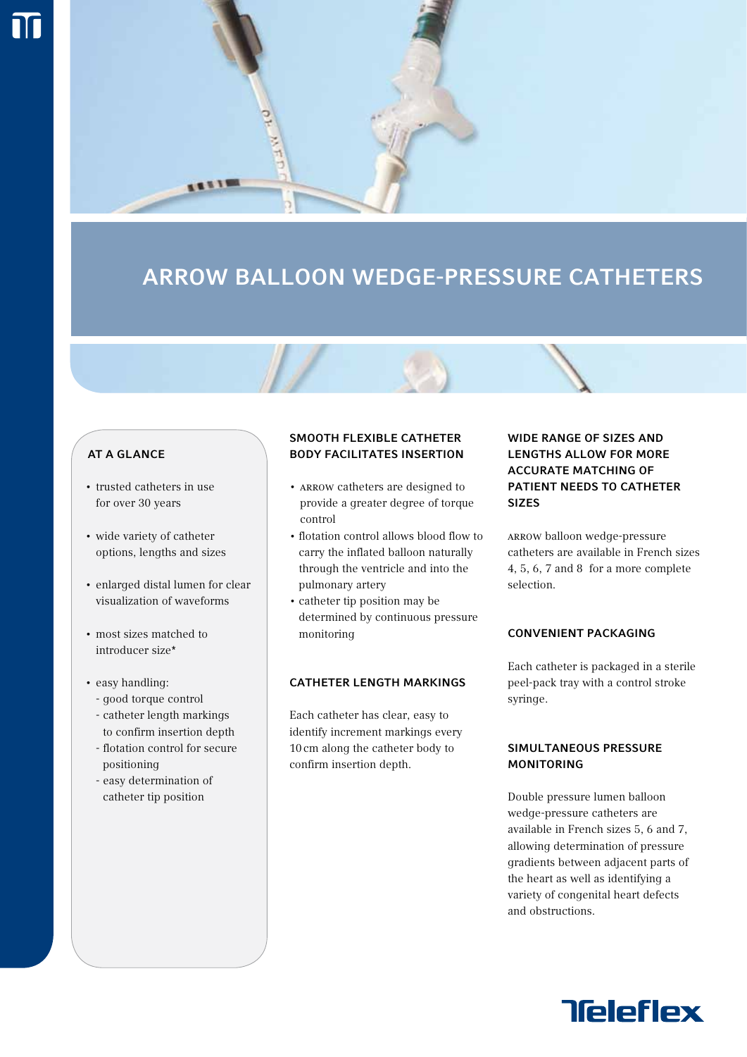# ARROW BALLOON WEDGE-PRESSURE CATHETERS

## AT A GLANCE

- trusted catheters in use for over 30 years
- wide variety of catheter options, lengths and sizes
- enlarged distal lumen for clear visualization of waveforms
- most sizes matched to introducer size*
- easy handling:
  - good torque control
  - catheter length markings to confirm insertion depth
  - flotation control for secure positioning
  - easy determination of catheter tip position

## SMOOTH FLEXIBLE CATHETER BODY FACILITATES INSERTION

- ARROW catheters are designed to provide a greater degree of torque control
- flotation control allows blood flow to carry the inflated balloon naturally through the ventricle and into the pulmonary artery
- catheter tip position may be determined by continuous pressure monitoring

## CATHETER LENGTH MARKINGS

Each catheter has clear, easy to identify increment markings every 10 cm along the catheter body to confirm insertion depth.

## WIDE RANGE OF SIZES AND LENGTHS ALLOW FOR MORE ACCURATE MATCHING OF PATIENT NEEDS TO CATHETER SIZES

ARROW balloon wedge-pressure catheters are available in French sizes 4, 5, 6, 7 and 8 for a more complete selection.

## CONVENIENT PACKAGING

Each catheter is packaged in a sterile peel-pack tray with a control stroke syringe.

## SIMULTANEOUS PRESSURE MONITORING

Double pressure lumen balloon wedge-pressure catheters are available in French sizes 5, 6 and 7, allowing determination of pressure gradients between adjacent parts of the heart as well as identifying a variety of congenital heart defects and obstructions.

Teleflex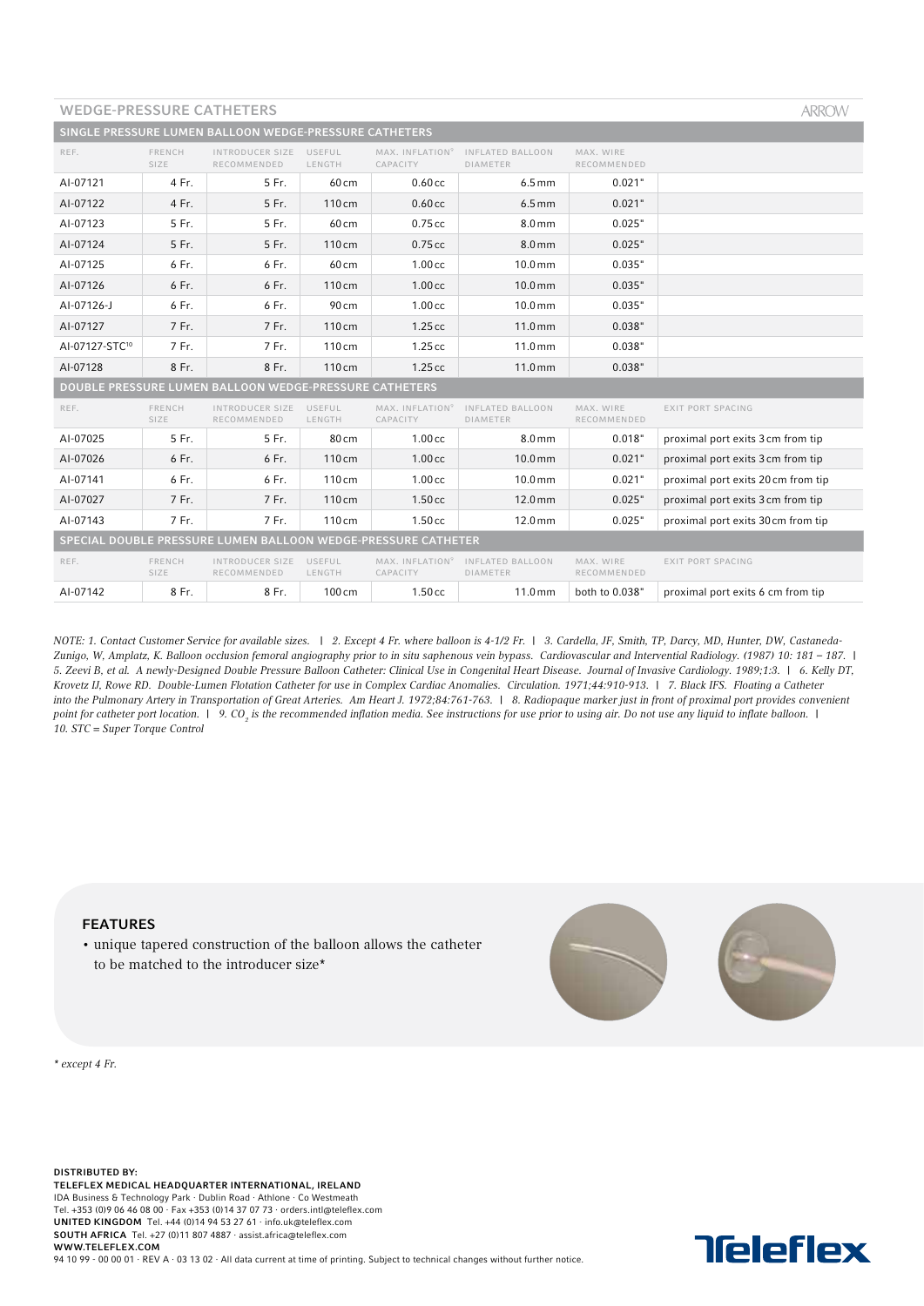## WEDGE-PRESSURE CATHETERS

ARROW

### SINGLE PRESSURE LUMEN BALLOON WEDGE-PRESSURE CATHETERS

| REF. | FRENCH SIZE | INTRODUCER SIZE RECOMMENDED | USEFUL LENGTH | MAX. INFLATION[9] CAPACITY | INFLATED BALLOON DIAMETER | MAX. WIRE RECOMMENDED |
|---|---|---|---|---|---|---|
| AI-07121 | 4 Fr. | 5 Fr. | 60 cm | 0.60 cc | 6.5 mm | 0.021" |
| AI-07122 | 4 Fr. | 5 Fr. | 110 cm | 0.60 cc | 6.5 mm | 0.021" |
| AI-07123 | 5 Fr. | 5 Fr. | 60 cm | 0.75 cc | 8.0 mm | 0.025" |
| AI-07124 | 5 Fr. | 5 Fr. | 110 cm | 0.75 cc | 8.0 mm | 0.025" |
| AI-07125 | 6 Fr. | 6 Fr. | 60 cm | 1.00 cc | 10.0 mm | 0.035" |
| AI-07126 | 6 Fr. | 6 Fr. | 110 cm | 1.00 cc | 10.0 mm | 0.035" |
| AI-07126-J | 6 Fr. | 6 Fr. | 90 cm | 1.00 cc | 10.0 mm | 0.035" |
| AI-07127 | 7 Fr. | 7 Fr. | 110 cm | 1.25 cc | 11.0 mm | 0.038" |
| AI-07127-STC[10] | 7 Fr. | 7 Fr. | 110 cm | 1.25 cc | 11.0 mm | 0.038" |
| AI-07128 | 8 Fr. | 8 Fr. | 110 cm | 1.25 cc | 11.0 mm | 0.038" |

### DOUBLE PRESSURE LUMEN BALLOON WEDGE-PRESSURE CATHETERS

| REF. | FRENCH SIZE | INTRODUCER SIZE RECOMMENDED | USEFUL LENGTH | MAX. INFLATION[9] CAPACITY | INFLATED BALLOON DIAMETER | MAX. WIRE RECOMMENDED | EXIT PORT SPACING |
|---|---|---|---|---|---|---|---|
| AI-07025 | 5 Fr. | 5 Fr. | 80 cm | 1.00 cc | 8.0 mm | 0.018" | proximal port exits 3 cm from tip |
| AI-07026 | 6 Fr. | 6 Fr. | 110 cm | 1.00 cc | 10.0 mm | 0.021" | proximal port exits 3 cm from tip |
| AI-07141 | 6 Fr. | 6 Fr. | 110 cm | 1.00 cc | 10.0 mm | 0.021" | proximal port exits 20 cm from tip |
| AI-07027 | 7 Fr. | 7 Fr. | 110 cm | 1.50 cc | 12.0 mm | 0.025" | proximal port exits 3 cm from tip |
| AI-07143 | 7 Fr. | 7 Fr. | 110 cm | 1.50 cc | 12.0 mm | 0.025" | proximal port exits 30 cm from tip |

### SPECIAL DOUBLE PRESSURE LUMEN BALLOON WEDGE-PRESSURE CATHETER

| REF. | FRENCH SIZE | INTRODUCER SIZE RECOMMENDED | USEFUL LENGTH | MAX. INFLATION[9] CAPACITY | INFLATED BALLOON DIAMETER | MAX. WIRE RECOMMENDED | EXIT PORT SPACING |
|---|---|---|---|---|---|---|---|
| AI-07142 | 8 Fr. | 8 Fr. | 100 cm | 1.50 cc | 11.0 mm | both to 0.038" | proximal port exits 6 cm from tip |

*NOTE: 1. Contact Customer Service for available sizes. | 2. Except 4 Fr. where balloon is 4-1/2 Fr. | 3. Cardella, JF, Smith, TP, Darcy, MD, Hunter, DW, Castaneda-Zunigo, W, Amplatz, K. Balloon occlusion femoral angiography prior to in situ saphenous vein bypass. Cardiovascular and Intervential Radiology. (1987) 10: 181 – 187. | 5. Zeevi B, et al. A newly-Designed Double Pressure Balloon Catheter: Clinical Use in Congenital Heart Disease. Journal of Invasive Cardiology. 1989;1:3. | 6. Kelly DT, Krovetz IJ, Rowe RD. Double-Lumen Flotation Catheter for use in Complex Cardiac Anomalies. Circulation. 1971;44:910-913. | 7. Black IFS. Floating a Catheter into the Pulmonary Artery in Transportation of Great Arteries. Am Heart J. 1972;84:761-763. | 8. Radiopaque marker just in front of proximal port provides convenient point for catheter port location. | 9. $CO_2$ is the recommended inflation media. See instructions for use prior to using air. Do not use any liquid to inflate balloon. | 10. STC = Super Torque Control*

### FEATURES

- unique tapered construction of the balloon allows the catheter to be matched to the introducer size*

*\* except 4 Fr.*

**DISTRIBUTED BY:**
**TELEFLEX MEDICAL HEADQUARTER INTERNATIONAL, IRELAND**
IDA Business & Technology Park · Dublin Road · Athlone · Co Westmeath
Tel. +353 (0)9 06 46 08 00 · Fax +353 (0)14 37 07 73 · orders.intl@teleflex.com
**UNITED KINGDOM** Tel. +44 (0)14 94 53 27 61 · info.uk@teleflex.com
**SOUTH AFRICA** Tel. +27 (0)11 807 4887 · assist.africa@teleflex.com
**WWW.TELEFLEX.COM**
94 10 99 - 00 00 01 · REV A · 03 13 02 · All data current at time of printing. Subject to technical changes without further notice.

Teleflex